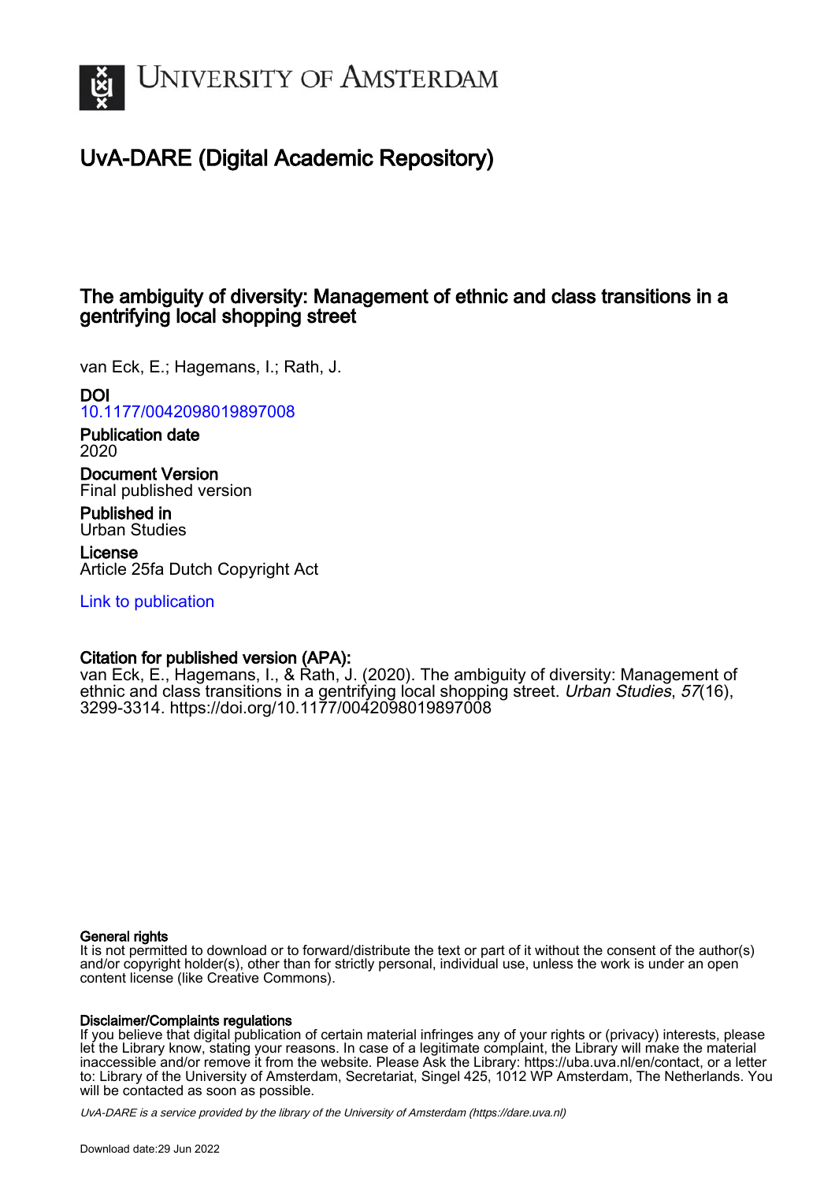# UNIVERSITY OF AMSTERDAM

## UvA-DARE (Digital Academic Repository)

### The ambiguity of diversity: Management of ethnic and class transitions in a gentrifying local shopping street

van Eck, E.; Hagemans, I.; Rath, J.

**DOI**
10.1177/0042098019897008

**Publication date**
2020

**Document Version**
Final published version

**Published in**
Urban Studies

**License**
Article 25fa Dutch Copyright Act

Link to publication

**Citation for published version (APA):**
van Eck, E., Hagemans, I., & Rath, J. (2020). The ambiguity of diversity: Management of ethnic and class transitions in a gentrifying local shopping street. *Urban Studies*, *57*(16), 3299-3314. https://doi.org/10.1177/0042098019897008

**General rights**
It is not permitted to download or to forward/distribute the text or part of it without the consent of the author(s) and/or copyright holder(s), other than for strictly personal, individual use, unless the work is under an open content license (like Creative Commons).

**Disclaimer/Complaints regulations**
If you believe that digital publication of certain material infringes any of your rights or (privacy) interests, please let the Library know, stating your reasons. In case of a legitimate complaint, the Library will make the material inaccessible and/or remove it from the website. Please Ask the Library: https://uba.uva.nl/en/contact, or a letter to: Library of the University of Amsterdam, Secretariat, Singel 425, 1012 WP Amsterdam, The Netherlands. You will be contacted as soon as possible.

*UvA-DARE is a service provided by the library of the University of Amsterdam (https://dare.uva.nl)*

Download date:29 Jun 2022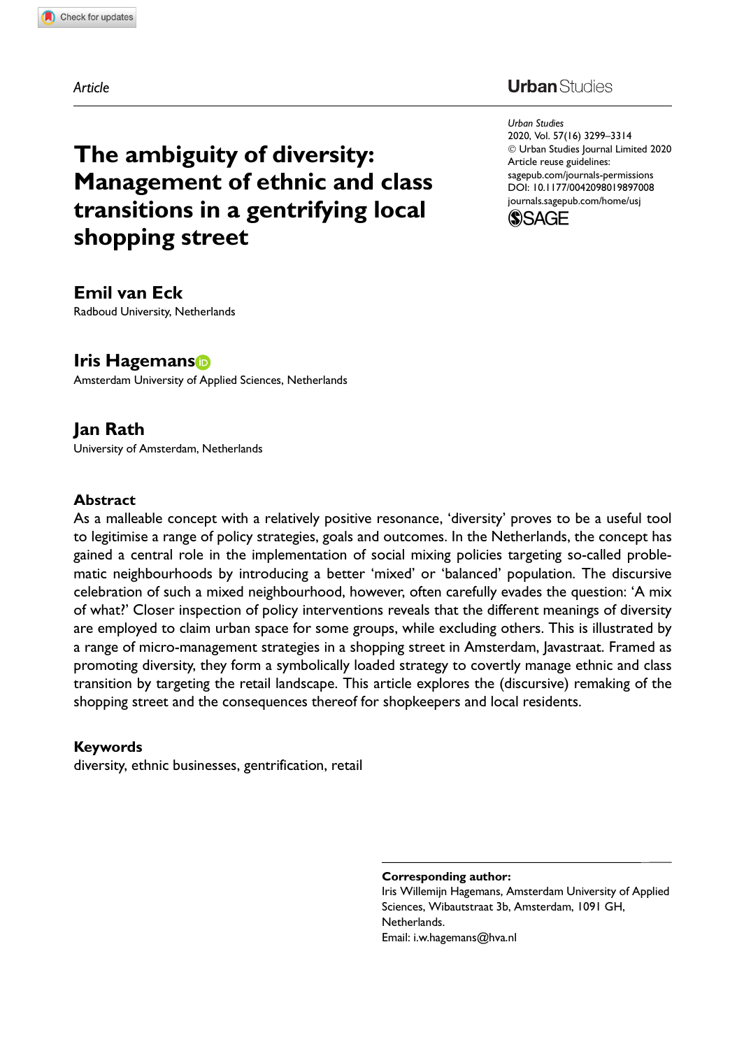Article

# The ambiguity of diversity: Management of ethnic and class transitions in a gentrifying local shopping street

**Emil van Eck**
Radboud University, Netherlands

**Iris Hagemans**
Amsterdam University of Applied Sciences, Netherlands

**Jan Rath**
University of Amsterdam, Netherlands

## Abstract

As a malleable concept with a relatively positive resonance, 'diversity' proves to be a useful tool to legitimise a range of policy strategies, goals and outcomes. In the Netherlands, the concept has gained a central role in the implementation of social mixing policies targeting so-called problematic neighbourhoods by introducing a better 'mixed' or 'balanced' population. The discursive celebration of such a mixed neighbourhood, however, often carefully evades the question: 'A mix of what?' Closer inspection of policy interventions reveals that the different meanings of diversity are employed to claim urban space for some groups, while excluding others. This is illustrated by a range of micro-management strategies in a shopping street in Amsterdam, Javastraat. Framed as promoting diversity, they form a symbolically loaded strategy to covertly manage ethnic and class transition by targeting the retail landscape. This article explores the (discursive) remaking of the shopping street and the consequences thereof for shopkeepers and local residents.

## Keywords

diversity, ethnic businesses, gentrification, retail

**Corresponding author:**
Iris Willemijn Hagemans, Amsterdam University of Applied Sciences, Wibautstraat 3b, Amsterdam, 1091 GH, Netherlands.
Email: i.w.hagemans@hva.nl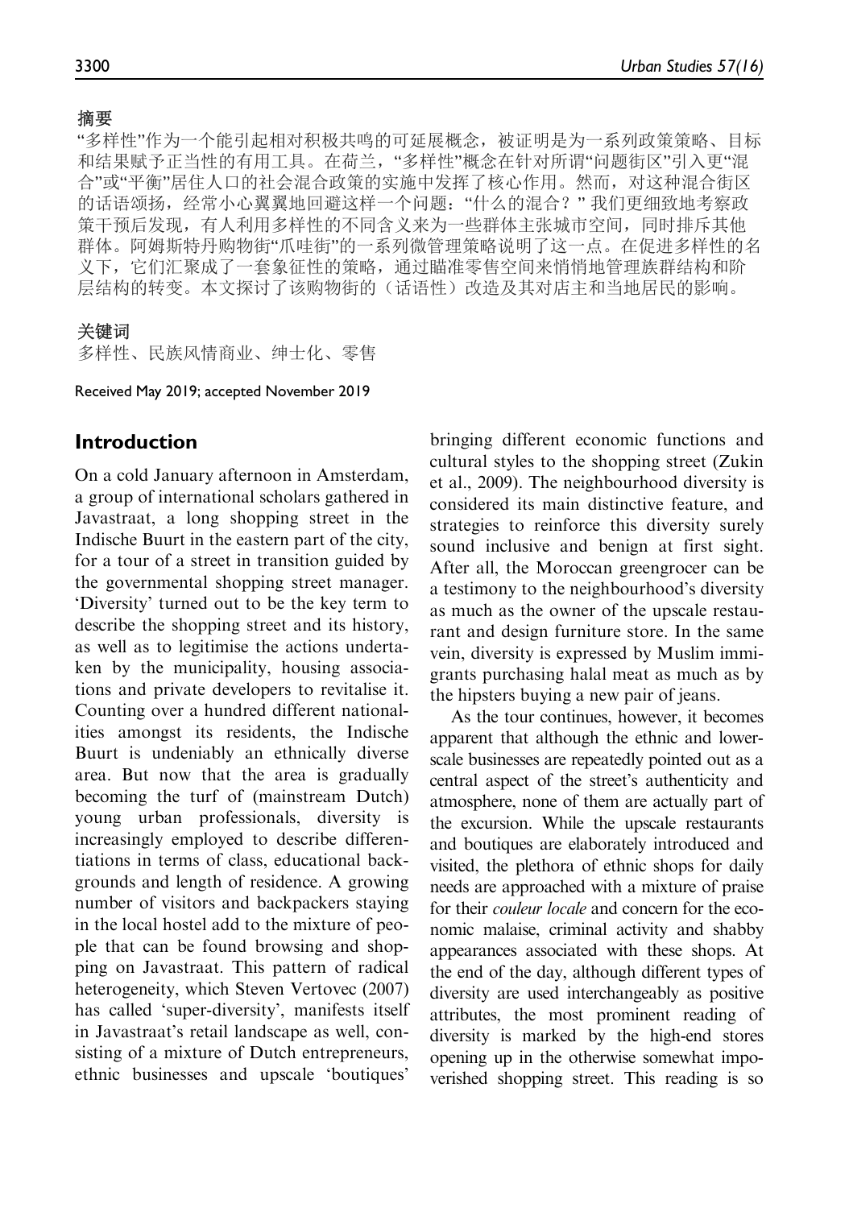## 摘要

"多样性"作为一个能引起相对积极共鸣的可延展概念，被证明是为一系列政策策略、目标和结果赋予正当性的有用工具。在荷兰，"多样性"概念在针对所谓"问题街区"引入更"混合"或"平衡"居住人口的社会混合政策的实施中发挥了核心作用。然而，对这种混合街区的话语颂扬，经常小心翼翼地回避这样一个问题："什么的混合？" 我们更细致地考察政策干预后发现，有人利用多样性的不同含义来为一些群体主张城市空间，同时排斥其他群体。阿姆斯特丹购物街"爪哇街"的一系列微管理策略说明了这一点。在促进多样性的名义下，它们汇聚成了一套象征性的策略，通过瞄准零售空间来悄悄地管理族群结构和阶层结构的转变。本文探讨了该购物街的（话语性）改造及其对店主和当地居民的影响。

## 关键词

多样性、民族风情商业、绅士化、零售

Received May 2019; accepted November 2019

## Introduction

On a cold January afternoon in Amsterdam, a group of international scholars gathered in Javastraat, a long shopping street in the Indische Buurt in the eastern part of the city, for a tour of a street in transition guided by the governmental shopping street manager. 'Diversity' turned out to be the key term to describe the shopping street and its history, as well as to legitimise the actions undertaken by the municipality, housing associations and private developers to revitalise it. Counting over a hundred different nationalities amongst its residents, the Indische Buurt is undeniably an ethnically diverse area. But now that the area is gradually becoming the turf of (mainstream Dutch) young urban professionals, diversity is increasingly employed to describe differentiations in terms of class, educational backgrounds and length of residence. A growing number of visitors and backpackers staying in the local hostel add to the mixture of people that can be found browsing and shopping on Javastraat. This pattern of radical heterogeneity, which Steven Vertovec (2007) has called 'super-diversity', manifests itself in Javastraat's retail landscape as well, consisting of a mixture of Dutch entrepreneurs, ethnic businesses and upscale 'boutiques' bringing different economic functions and cultural styles to the shopping street (Zukin et al., 2009). The neighbourhood diversity is considered its main distinctive feature, and strategies to reinforce this diversity surely sound inclusive and benign at first sight. After all, the Moroccan greengrocer can be a testimony to the neighbourhood's diversity as much as the owner of the upscale restaurant and design furniture store. In the same vein, diversity is expressed by Muslim immigrants purchasing halal meat as much as by the hipsters buying a new pair of jeans.

As the tour continues, however, it becomes apparent that although the ethnic and lower-scale businesses are repeatedly pointed out as a central aspect of the street's authenticity and atmosphere, none of them are actually part of the excursion. While the upscale restaurants and boutiques are elaborately introduced and visited, the plethora of ethnic shops for daily needs are approached with a mixture of praise for their *couleur locale* and concern for the economic malaise, criminal activity and shabby appearances associated with these shops. At the end of the day, although different types of diversity are used interchangeably as positive attributes, the most prominent reading of diversity is marked by the high-end stores opening up in the otherwise somewhat impoverished shopping street. This reading is so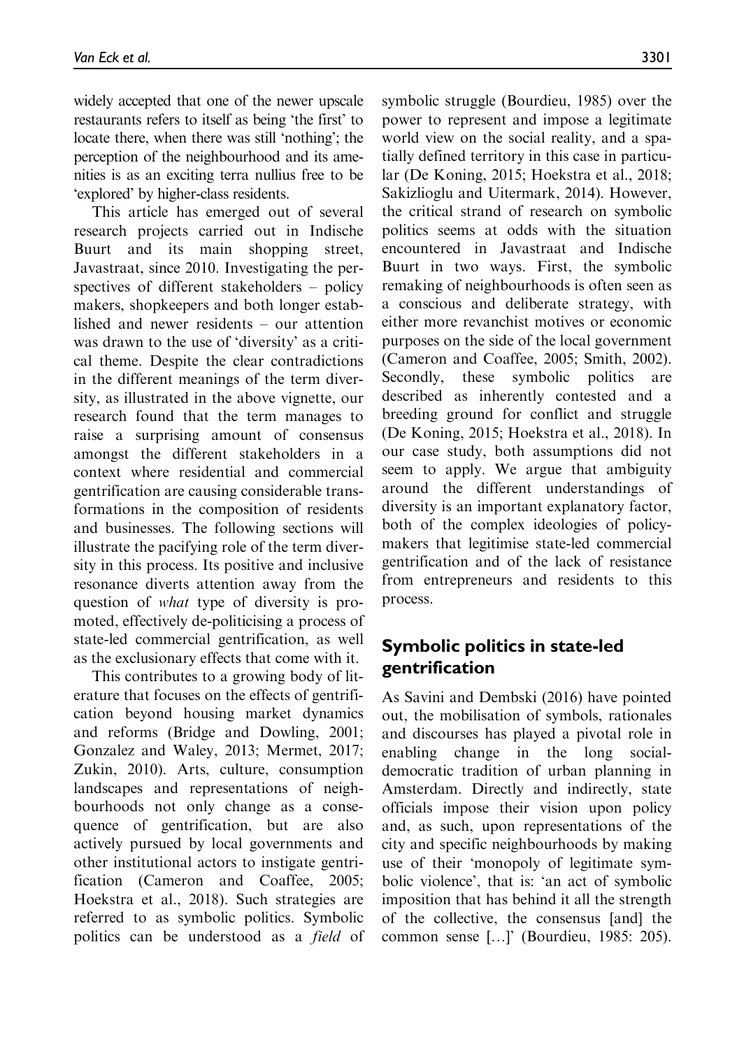widely accepted that one of the newer upscale restaurants refers to itself as being 'the first' to locate there, when there was still 'nothing'; the perception of the neighbourhood and its amenities is as an exciting terra nullius free to be 'explored' by higher-class residents.

This article has emerged out of several research projects carried out in Indische Buurt and its main shopping street, Javastraat, since 2010. Investigating the perspectives of different stakeholders – policy makers, shopkeepers and both longer established and newer residents – our attention was drawn to the use of 'diversity' as a critical theme. Despite the clear contradictions in the different meanings of the term diversity, as illustrated in the above vignette, our research found that the term manages to raise a surprising amount of consensus amongst the different stakeholders in a context where residential and commercial gentrification are causing considerable transformations in the composition of residents and businesses. The following sections will illustrate the pacifying role of the term diversity in this process. Its positive and inclusive resonance diverts attention away from the question of *what* type of diversity is promoted, effectively de-politicising a process of state-led commercial gentrification, as well as the exclusionary effects that come with it.

This contributes to a growing body of literature that focuses on the effects of gentrification beyond housing market dynamics and reforms (Bridge and Dowling, 2001; Gonzalez and Waley, 2013; Mermet, 2017; Zukin, 2010). Arts, culture, consumption landscapes and representations of neighbourhoods not only change as a consequence of gentrification, but are also actively pursued by local governments and other institutional actors to instigate gentrification (Cameron and Coaffee, 2005; Hoekstra et al., 2018). Such strategies are referred to as symbolic politics. Symbolic politics can be understood as a *field* of symbolic struggle (Bourdieu, 1985) over the power to represent and impose a legitimate world view on the social reality, and a spatially defined territory in this case in particular (De Koning, 2015; Hoekstra et al., 2018; Sakizlioglu and Uitermark, 2014). However, the critical strand of research on symbolic politics seems at odds with the situation encountered in Javastraat and Indische Buurt in two ways. First, the symbolic remaking of neighbourhoods is often seen as a conscious and deliberate strategy, with either more revanchist motives or economic purposes on the side of the local government (Cameron and Coaffee, 2005; Smith, 2002). Secondly, these symbolic politics are described as inherently contested and a breeding ground for conflict and struggle (De Koning, 2015; Hoekstra et al., 2018). In our case study, both assumptions did not seem to apply. We argue that ambiguity around the different understandings of diversity is an important explanatory factor, both of the complex ideologies of policymakers that legitimise state-led commercial gentrification and of the lack of resistance from entrepreneurs and residents to this process.

## Symbolic politics in state-led gentrification

As Savini and Dembski (2016) have pointed out, the mobilisation of symbols, rationales and discourses has played a pivotal role in enabling change in the long social-democratic tradition of urban planning in Amsterdam. Directly and indirectly, state officials impose their vision upon policy and, as such, upon representations of the city and specific neighbourhoods by making use of their 'monopoly of legitimate symbolic violence', that is: 'an act of symbolic imposition that has behind it all the strength of the collective, the consensus [and] the common sense [...]' (Bourdieu, 1985: 205).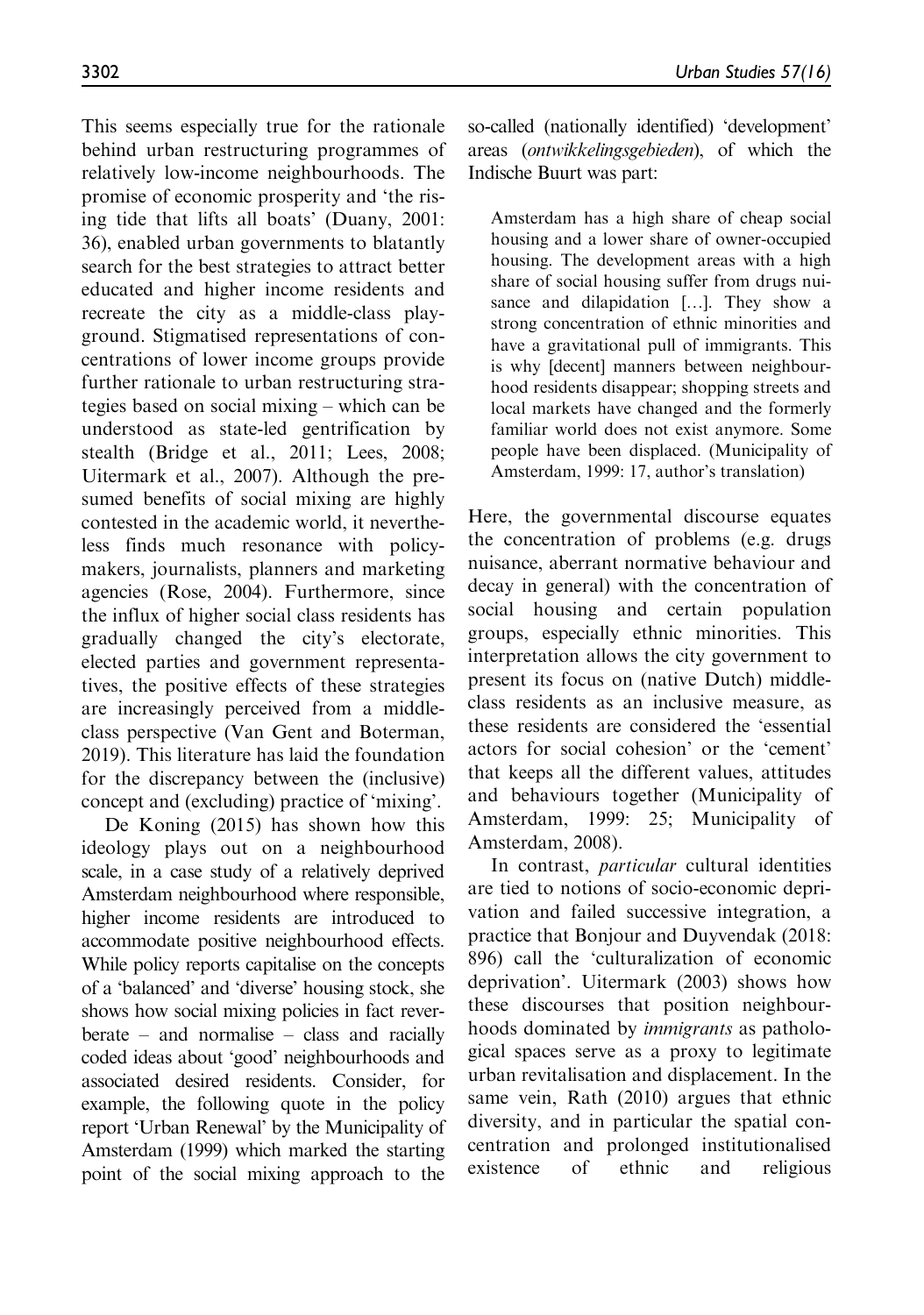This seems especially true for the rationale behind urban restructuring programmes of relatively low-income neighbourhoods. The promise of economic prosperity and 'the rising tide that lifts all boats' (Duany, 2001: 36), enabled urban governments to blatantly search for the best strategies to attract better educated and higher income residents and recreate the city as a middle-class playground. Stigmatised representations of concentrations of lower income groups provide further rationale to urban restructuring strategies based on social mixing – which can be understood as state-led gentrification by stealth (Bridge et al., 2011; Lees, 2008; Uitermark et al., 2007). Although the presumed benefits of social mixing are highly contested in the academic world, it nevertheless finds much resonance with policymakers, journalists, planners and marketing agencies (Rose, 2004). Furthermore, since the influx of higher social class residents has gradually changed the city's electorate, elected parties and government representatives, the positive effects of these strategies are increasingly perceived from a middle-class perspective (Van Gent and Boterman, 2019). This literature has laid the foundation for the discrepancy between the (inclusive) concept and (excluding) practice of 'mixing'.

De Koning (2015) has shown how this ideology plays out on a neighbourhood scale, in a case study of a relatively deprived Amsterdam neighbourhood where responsible, higher income residents are introduced to accommodate positive neighbourhood effects. While policy reports capitalise on the concepts of a 'balanced' and 'diverse' housing stock, she shows how social mixing policies in fact reverberate – and normalise – class and racially coded ideas about 'good' neighbourhoods and associated desired residents. Consider, for example, the following quote in the policy report 'Urban Renewal' by the Municipality of Amsterdam (1999) which marked the starting point of the social mixing approach to the so-called (nationally identified) 'development' areas (*ontwikkelingsgebieden*), of which the Indische Buurt was part:

> Amsterdam has a high share of cheap social housing and a lower share of owner-occupied housing. The development areas with a high share of social housing suffer from drugs nuisance and dilapidation […]. They show a strong concentration of ethnic minorities and have a gravitational pull of immigrants. This is why [decent] manners between neighbourhood residents disappear; shopping streets and local markets have changed and the formerly familiar world does not exist anymore. Some people have been displaced. (Municipality of Amsterdam, 1999: 17, author's translation)

Here, the governmental discourse equates the concentration of problems (e.g. drugs nuisance, aberrant normative behaviour and decay in general) with the concentration of social housing and certain population groups, especially ethnic minorities. This interpretation allows the city government to present its focus on (native Dutch) middle-class residents as an inclusive measure, as these residents are considered the 'essential actors for social cohesion' or the 'cement' that keeps all the different values, attitudes and behaviours together (Municipality of Amsterdam, 1999: 25; Municipality of Amsterdam, 2008).

In contrast, *particular* cultural identities are tied to notions of socio-economic deprivation and failed successive integration, a practice that Bonjour and Duyvendak (2018: 896) call the 'culturalization of economic deprivation'. Uitermark (2003) shows how these discourses that position neighbourhoods dominated by *immigrants* as pathological spaces serve as a proxy to legitimate urban revitalisation and displacement. In the same vein, Rath (2010) argues that ethnic diversity, and in particular the spatial concentration and prolonged institutionalised existence of ethnic and religious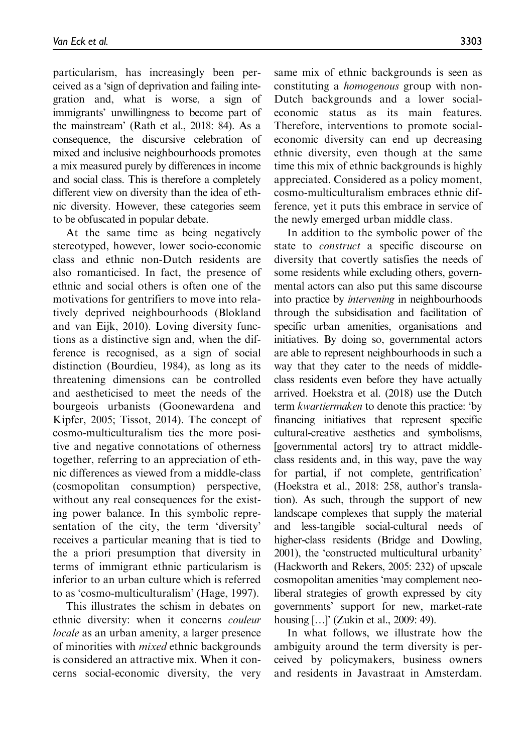particularism, has increasingly been perceived as a 'sign of deprivation and failing integration and, what is worse, a sign of immigrants' unwillingness to become part of the mainstream' (Rath et al., 2018: 84). As a consequence, the discursive celebration of mixed and inclusive neighbourhoods promotes a mix measured purely by differences in income and social class. This is therefore a completely different view on diversity than the idea of ethnic diversity. However, these categories seem to be obfuscated in popular debate.

At the same time as being negatively stereotyped, however, lower socio-economic class and ethnic non-Dutch residents are also romanticised. In fact, the presence of ethnic and social others is often one of the motivations for gentrifiers to move into relatively deprived neighbourhoods (Blokland and van Eijk, 2010). Loving diversity functions as a distinctive sign and, when the difference is recognised, as a sign of social distinction (Bourdieu, 1984), as long as its threatening dimensions can be controlled and aestheticised to meet the needs of the bourgeois urbanists (Goonewardena and Kipfer, 2005; Tissot, 2014). The concept of cosmo-multiculturalism ties the more positive and negative connotations of otherness together, referring to an appreciation of ethnic differences as viewed from a middle-class (cosmopolitan consumption) perspective, without any real consequences for the existing power balance. In this symbolic representation of the city, the term 'diversity' receives a particular meaning that is tied to the a priori presumption that diversity in terms of immigrant ethnic particularism is inferior to an urban culture which is referred to as 'cosmo-multiculturalism' (Hage, 1997).

This illustrates the schism in debates on ethnic diversity: when it concerns *couleur locale* as an urban amenity, a larger presence of minorities with *mixed* ethnic backgrounds is considered an attractive mix. When it concerns social-economic diversity, the very same mix of ethnic backgrounds is seen as constituting a *homogenous* group with non-Dutch backgrounds and a lower social-economic status as its main features. Therefore, interventions to promote social-economic diversity can end up decreasing ethnic diversity, even though at the same time this mix of ethnic backgrounds is highly appreciated. Considered as a policy moment, cosmo-multiculturalism embraces ethnic difference, yet it puts this embrace in service of the newly emerged urban middle class.

In addition to the symbolic power of the state to *construct* a specific discourse on diversity that covertly satisfies the needs of some residents while excluding others, governmental actors can also put this same discourse into practice by *intervening* in neighbourhoods through the subsidisation and facilitation of specific urban amenities, organisations and initiatives. By doing so, governmental actors are able to represent neighbourhoods in such a way that they cater to the needs of middle-class residents even before they have actually arrived. Hoekstra et al. (2018) use the Dutch term *kwartiermaken* to denote this practice: 'by financing initiatives that represent specific cultural-creative aesthetics and symbolisms, [governmental actors] try to attract middle-class residents and, in this way, pave the way for partial, if not complete, gentrification' (Hoekstra et al., 2018: 258, author's translation). As such, through the support of new landscape complexes that supply the material and less-tangible social-cultural needs of higher-class residents (Bridge and Dowling, 2001), the 'constructed multicultural urbanity' (Hackworth and Rekers, 2005: 232) of upscale cosmopolitan amenities 'may complement neoliberal strategies of growth expressed by city governments' support for new, market-rate housing [...]' (Zukin et al., 2009: 49).

In what follows, we illustrate how the ambiguity around the term diversity is perceived by policymakers, business owners and residents in Javastraat in Amsterdam.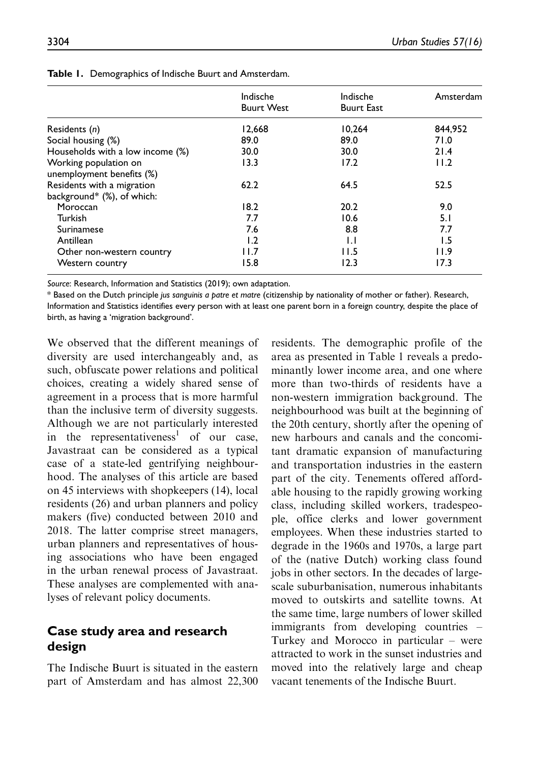**Table 1.** Demographics of Indische Buurt and Amsterdam.

| | Indische Buurt West | Indische Buurt East | Amsterdam |
|---|---|---|---|
| Residents (*n*) | 12,668 | 10,264 | 844,952 |
| Social housing (%) | 89.0 | 89.0 | 71.0 |
| Households with a low income (%) | 30.0 | 30.0 | 21.4 |
| Working population on unemployment benefits (%) | 13.3 | 17.2 | 11.2 |
| Residents with a migration background* (%), of which: | 62.2 | 64.5 | 52.5 |
| Moroccan | 18.2 | 20.2 | 9.0 |
| Turkish | 7.7 | 10.6 | 5.1 |
| Surinamese | 7.6 | 8.8 | 7.7 |
| Antillean | 1.2 | 1.1 | 1.5 |
| Other non-western country | 11.7 | 11.5 | 11.9 |
| Western country | 15.8 | 12.3 | 17.3 |

*Source*: Research, Information and Statistics (2019); own adaptation.

* Based on the Dutch principle *jus sanguinis a patre et matre* (citizenship by nationality of mother or father). Research, Information and Statistics identifies every person with at least one parent born in a foreign country, despite the place of birth, as having a 'migration background'.

We observed that the different meanings of diversity are used interchangeably and, as such, obfuscate power relations and political choices, creating a widely shared sense of agreement in a process that is more harmful than the inclusive term of diversity suggests. Although we are not particularly interested in the representativeness[1] of our case, Javastraat can be considered as a typical case of a state-led gentrifying neighbourhood. The analyses of this article are based on 45 interviews with shopkeepers (14), local residents (26) and urban planners and policy makers (five) conducted between 2010 and 2018. The latter comprise street managers, urban planners and representatives of housing associations who have been engaged in the urban renewal process of Javastraat. These analyses are complemented with analyses of relevant policy documents.

## Case study area and research design

The Indische Buurt is situated in the eastern part of Amsterdam and has almost 22,300 residents. The demographic profile of the area as presented in Table 1 reveals a predominantly lower income area, and one where more than two-thirds of residents have a non-western immigration background. The neighbourhood was built at the beginning of the 20th century, shortly after the opening of new harbours and canals and the concomitant dramatic expansion of manufacturing and transportation industries in the eastern part of the city. Tenements offered affordable housing to the rapidly growing working class, including skilled workers, tradespeople, office clerks and lower government employees. When these industries started to degrade in the 1960s and 1970s, a large part of the (native Dutch) working class found jobs in other sectors. In the decades of large-scale suburbanisation, numerous inhabitants moved to outskirts and satellite towns. At the same time, large numbers of lower skilled immigrants from developing countries – Turkey and Morocco in particular – were attracted to work in the sunset industries and moved into the relatively large and cheap vacant tenements of the Indische Buurt.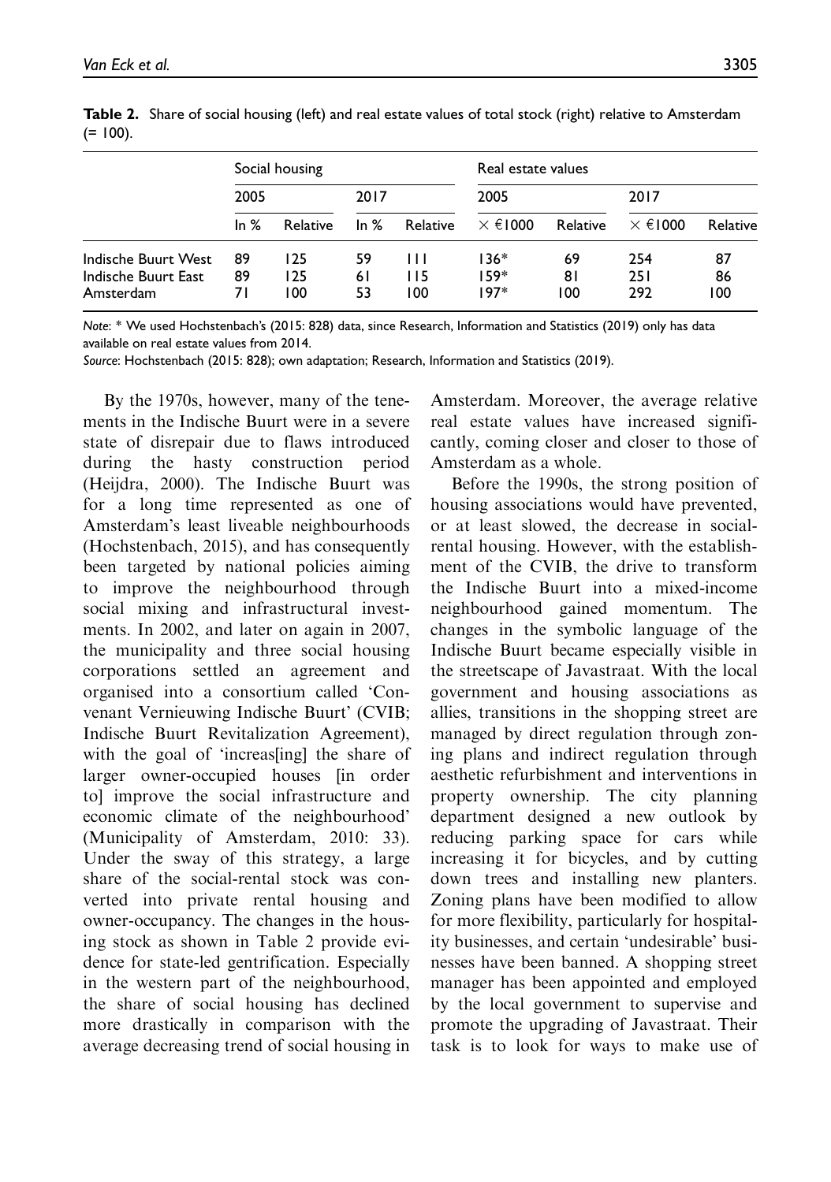**Table 2.** Share of social housing (left) and real estate values of total stock (right) relative to Amsterdam (= 100).

| | Social housing | | | | Real estate values | | | |
|---|---|---|---|---|---|---|---|---|
| | 2005 | | 2017 | | 2005 | | 2017 | |
| | In % | Relative | In % | Relative | × €1000 | Relative | × €1000 | Relative |
| Indische Buurt West | 89 | 125 | 59 | 111 | 136* | 69 | 254 | 87 |
| Indische Buurt East | 89 | 125 | 61 | 115 | 159* | 81 | 251 | 86 |
| Amsterdam | 71 | 100 | 53 | 100 | 197* | 100 | 292 | 100 |

*Note*: * We used Hochstenbach's (2015: 828) data, since Research, Information and Statistics (2019) only has data available on real estate values from 2014.

*Source*: Hochstenbach (2015: 828); own adaptation; Research, Information and Statistics (2019).

By the 1970s, however, many of the tenements in the Indische Buurt were in a severe state of disrepair due to flaws introduced during the hasty construction period (Heijdra, 2000). The Indische Buurt was for a long time represented as one of Amsterdam's least liveable neighbourhoods (Hochstenbach, 2015), and has consequently been targeted by national policies aiming to improve the neighbourhood through social mixing and infrastructural investments. In 2002, and later on again in 2007, the municipality and three social housing corporations settled an agreement and organised into a consortium called 'Convenant Vernieuwing Indische Buurt' (CVIB; Indische Buurt Revitalization Agreement), with the goal of 'increas[ing] the share of larger owner-occupied houses [in order to] improve the social infrastructure and economic climate of the neighbourhood' (Municipality of Amsterdam, 2010: 33). Under the sway of this strategy, a large share of the social-rental stock was converted into private rental housing and owner-occupancy. The changes in the housing stock as shown in Table 2 provide evidence for state-led gentrification. Especially in the western part of the neighbourhood, the share of social housing has declined more drastically in comparison with the average decreasing trend of social housing in Amsterdam. Moreover, the average relative real estate values have increased significantly, coming closer and closer to those of Amsterdam as a whole.

Before the 1990s, the strong position of housing associations would have prevented, or at least slowed, the decrease in social-rental housing. However, with the establishment of the CVIB, the drive to transform the Indische Buurt into a mixed-income neighbourhood gained momentum. The changes in the symbolic language of the Indische Buurt became especially visible in the streetscape of Javastraat. With the local government and housing associations as allies, transitions in the shopping street are managed by direct regulation through zoning plans and indirect regulation through aesthetic refurbishment and interventions in property ownership. The city planning department designed a new outlook by reducing parking space for cars while increasing it for bicycles, and by cutting down trees and installing new planters. Zoning plans have been modified to allow for more flexibility, particularly for hospitality businesses, and certain 'undesirable' businesses have been banned. A shopping street manager has been appointed and employed by the local government to supervise and promote the upgrading of Javastraat. Their task is to look for ways to make use of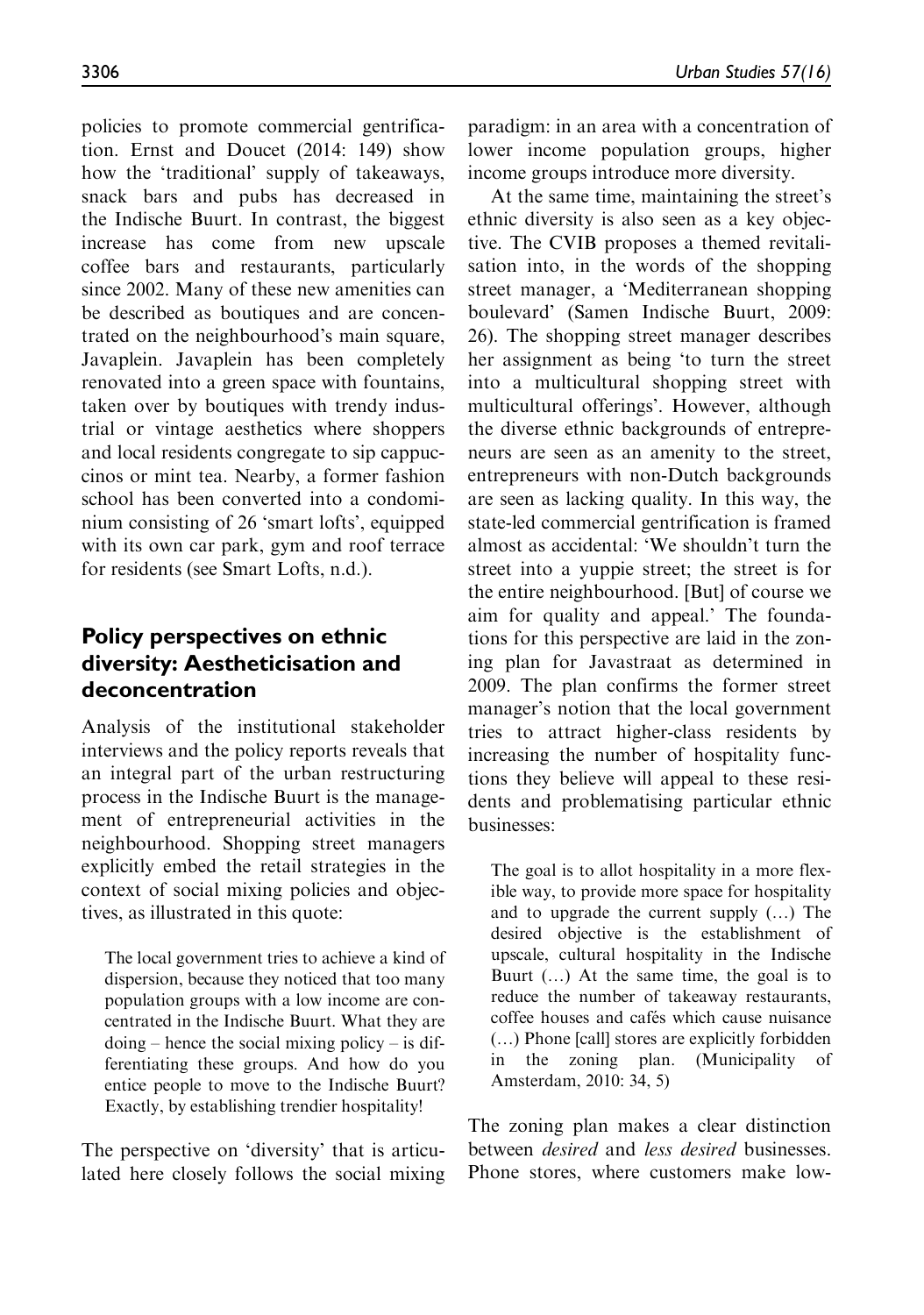policies to promote commercial gentrification. Ernst and Doucet (2014: 149) show how the 'traditional' supply of takeaways, snack bars and pubs has decreased in the Indische Buurt. In contrast, the biggest increase has come from new upscale coffee bars and restaurants, particularly since 2002. Many of these new amenities can be described as boutiques and are concentrated on the neighbourhood's main square, Javaplein. Javaplein has been completely renovated into a green space with fountains, taken over by boutiques with trendy industrial or vintage aesthetics where shoppers and local residents congregate to sip cappuccinos or mint tea. Nearby, a former fashion school has been converted into a condominium consisting of 26 'smart lofts', equipped with its own car park, gym and roof terrace for residents (see Smart Lofts, n.d.).

## Policy perspectives on ethnic diversity: Aestheticisation and deconcentration

Analysis of the institutional stakeholder interviews and the policy reports reveals that an integral part of the urban restructuring process in the Indische Buurt is the management of entrepreneurial activities in the neighbourhood. Shopping street managers explicitly embed the retail strategies in the context of social mixing policies and objectives, as illustrated in this quote:

> The local government tries to achieve a kind of dispersion, because they noticed that too many population groups with a low income are concentrated in the Indische Buurt. What they are doing – hence the social mixing policy – is differentiating these groups. And how do you entice people to move to the Indische Buurt? Exactly, by establishing trendier hospitality!

The perspective on 'diversity' that is articulated here closely follows the social mixing paradigm: in an area with a concentration of lower income population groups, higher income groups introduce more diversity.

At the same time, maintaining the street's ethnic diversity is also seen as a key objective. The CVIB proposes a themed revitalisation into, in the words of the shopping street manager, a 'Mediterranean shopping boulevard' (Samen Indische Buurt, 2009: 26). The shopping street manager describes her assignment as being 'to turn the street into a multicultural shopping street with multicultural offerings'. However, although the diverse ethnic backgrounds of entrepreneurs are seen as an amenity to the street, entrepreneurs with non-Dutch backgrounds are seen as lacking quality. In this way, the state-led commercial gentrification is framed almost as accidental: 'We shouldn't turn the street into a yuppie street; the street is for the entire neighbourhood. [But] of course we aim for quality and appeal.' The foundations for this perspective are laid in the zoning plan for Javastraat as determined in 2009. The plan confirms the former street manager's notion that the local government tries to attract higher-class residents by increasing the number of hospitality functions they believe will appeal to these residents and problematising particular ethnic businesses:

> The goal is to allot hospitality in a more flexible way, to provide more space for hospitality and to upgrade the current supply (…) The desired objective is the establishment of upscale, cultural hospitality in the Indische Buurt (…) At the same time, the goal is to reduce the number of takeaway restaurants, coffee houses and cafés which cause nuisance (…) Phone [call] stores are explicitly forbidden in the zoning plan. (Municipality of Amsterdam, 2010: 34, 5)

The zoning plan makes a clear distinction between *desired* and *less desired* businesses. Phone stores, where customers make low-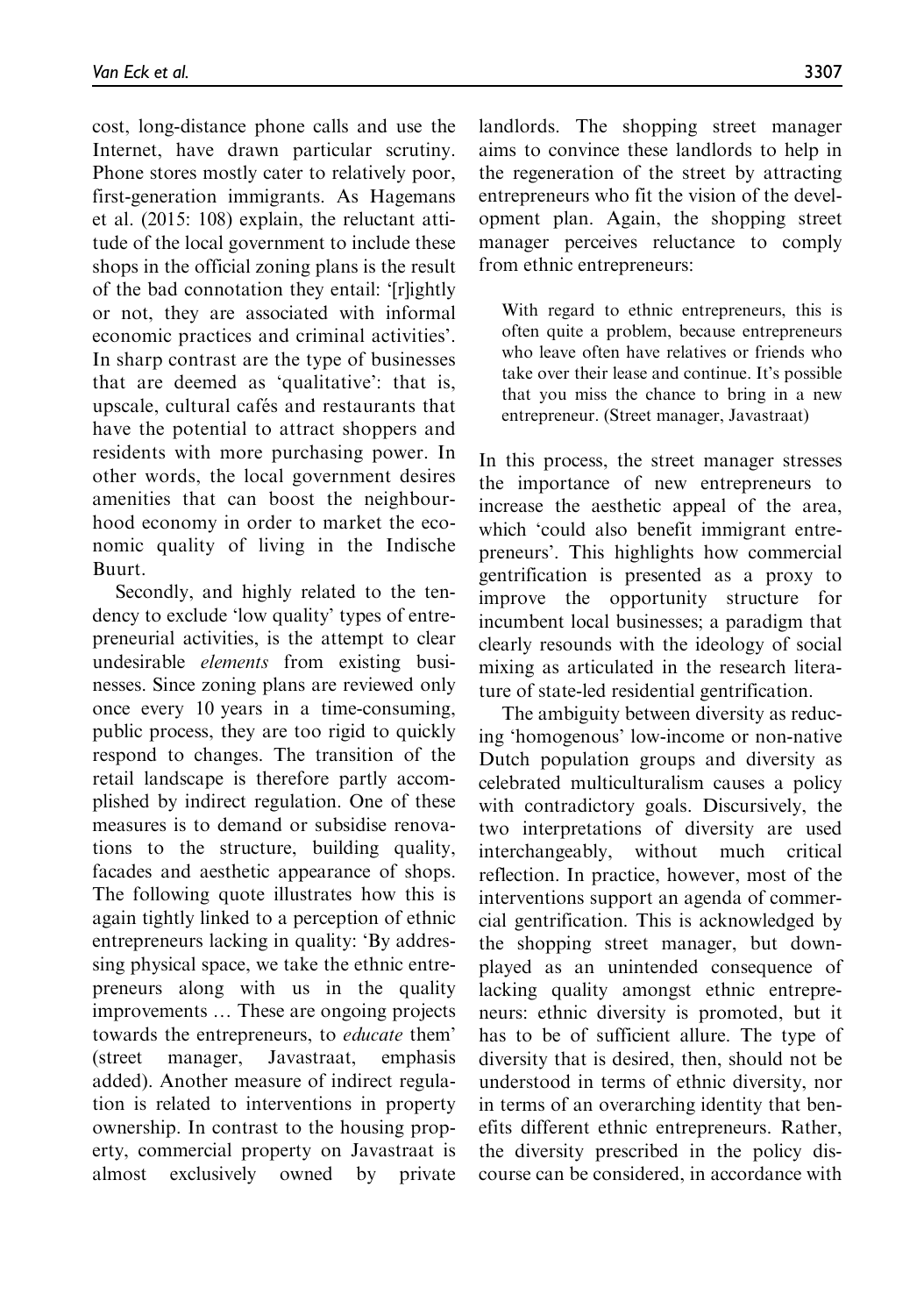cost, long-distance phone calls and use the Internet, have drawn particular scrutiny. Phone stores mostly cater to relatively poor, first-generation immigrants. As Hagemans et al. (2015: 108) explain, the reluctant attitude of the local government to include these shops in the official zoning plans is the result of the bad connotation they entail: '[r]ightly or not, they are associated with informal economic practices and criminal activities'. In sharp contrast are the type of businesses that are deemed as 'qualitative': that is, upscale, cultural cafés and restaurants that have the potential to attract shoppers and residents with more purchasing power. In other words, the local government desires amenities that can boost the neighbourhood economy in order to market the economic quality of living in the Indische Buurt.

Secondly, and highly related to the tendency to exclude 'low quality' types of entrepreneurial activities, is the attempt to clear undesirable *elements* from existing businesses. Since zoning plans are reviewed only once every 10 years in a time-consuming, public process, they are too rigid to quickly respond to changes. The transition of the retail landscape is therefore partly accomplished by indirect regulation. One of these measures is to demand or subsidise renovations to the structure, building quality, facades and aesthetic appearance of shops. The following quote illustrates how this is again tightly linked to a perception of ethnic entrepreneurs lacking in quality: 'By addressing physical space, we take the ethnic entrepreneurs along with us in the quality improvements … These are ongoing projects towards the entrepreneurs, to *educate* them' (street manager, Javastraat, emphasis added). Another measure of indirect regulation is related to interventions in property ownership. In contrast to the housing property, commercial property on Javastraat is almost exclusively owned by private landlords. The shopping street manager aims to convince these landlords to help in the regeneration of the street by attracting entrepreneurs who fit the vision of the development plan. Again, the shopping street manager perceives reluctance to comply from ethnic entrepreneurs:

> With regard to ethnic entrepreneurs, this is often quite a problem, because entrepreneurs who leave often have relatives or friends who take over their lease and continue. It's possible that you miss the chance to bring in a new entrepreneur. (Street manager, Javastraat)

In this process, the street manager stresses the importance of new entrepreneurs to increase the aesthetic appeal of the area, which 'could also benefit immigrant entrepreneurs'. This highlights how commercial gentrification is presented as a proxy to improve the opportunity structure for incumbent local businesses; a paradigm that clearly resounds with the ideology of social mixing as articulated in the research literature of state-led residential gentrification.

The ambiguity between diversity as reducing 'homogenous' low-income or non-native Dutch population groups and diversity as celebrated multiculturalism causes a policy with contradictory goals. Discursively, the two interpretations of diversity are used interchangeably, without much critical reflection. In practice, however, most of the interventions support an agenda of commercial gentrification. This is acknowledged by the shopping street manager, but downplayed as an unintended consequence of lacking quality amongst ethnic entrepreneurs: ethnic diversity is promoted, but it has to be of sufficient allure. The type of diversity that is desired, then, should not be understood in terms of ethnic diversity, nor in terms of an overarching identity that benefits different ethnic entrepreneurs. Rather, the diversity prescribed in the policy discourse can be considered, in accordance with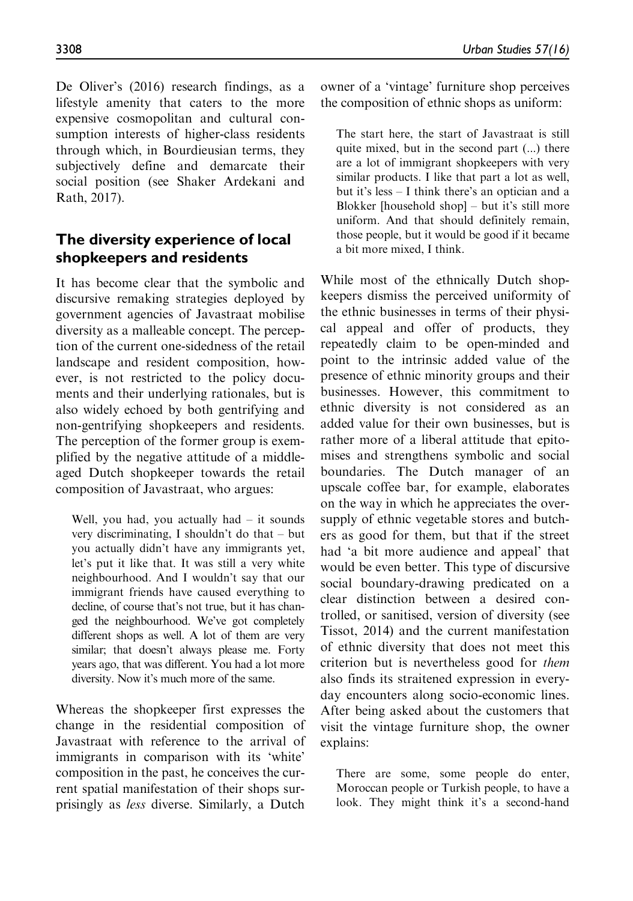De Oliver's (2016) research findings, as a lifestyle amenity that caters to the more expensive cosmopolitan and cultural consumption interests of higher-class residents through which, in Bourdieusian terms, they subjectively define and demarcate their social position (see Shaker Ardekani and Rath, 2017).

## The diversity experience of local shopkeepers and residents

It has become clear that the symbolic and discursive remaking strategies deployed by government agencies of Javastraat mobilise diversity as a malleable concept. The perception of the current one-sidedness of the retail landscape and resident composition, however, is not restricted to the policy documents and their underlying rationales, but is also widely echoed by both gentrifying and non-gentrifying shopkeepers and residents. The perception of the former group is exemplified by the negative attitude of a middle-aged Dutch shopkeeper towards the retail composition of Javastraat, who argues:

> Well, you had, you actually had – it sounds very discriminating, I shouldn't do that – but you actually didn't have any immigrants yet, let's put it like that. It was still a very white neighbourhood. And I wouldn't say that our immigrant friends have caused everything to decline, of course that's not true, but it has changed the neighbourhood. We've got completely different shops as well. A lot of them are very similar; that doesn't always please me. Forty years ago, that was different. You had a lot more diversity. Now it's much more of the same.

Whereas the shopkeeper first expresses the change in the residential composition of Javastraat with reference to the arrival of immigrants in comparison with its 'white' composition in the past, he conceives the current spatial manifestation of their shops surprisingly as *less* diverse. Similarly, a Dutch owner of a 'vintage' furniture shop perceives the composition of ethnic shops as uniform:

> The start here, the start of Javastraat is still quite mixed, but in the second part (...) there are a lot of immigrant shopkeepers with very similar products. I like that part a lot as well, but it's less – I think there's an optician and a Blokker [household shop] – but it's still more uniform. And that should definitely remain, those people, but it would be good if it became a bit more mixed, I think.

While most of the ethnically Dutch shopkeepers dismiss the perceived uniformity of the ethnic businesses in terms of their physical appeal and offer of products, they repeatedly claim to be open-minded and point to the intrinsic added value of the presence of ethnic minority groups and their businesses. However, this commitment to ethnic diversity is not considered as an added value for their own businesses, but is rather more of a liberal attitude that epitomises and strengthens symbolic and social boundaries. The Dutch manager of an upscale coffee bar, for example, elaborates on the way in which he appreciates the oversupply of ethnic vegetable stores and butchers as good for them, but that if the street had 'a bit more audience and appeal' that would be even better. This type of discursive social boundary-drawing predicated on a clear distinction between a desired controlled, or sanitised, version of diversity (see Tissot, 2014) and the current manifestation of ethnic diversity that does not meet this criterion but is nevertheless good for *them* also finds its straitened expression in everyday encounters along socio-economic lines. After being asked about the customers that visit the vintage furniture shop, the owner explains:

> There are some, some people do enter, Moroccan people or Turkish people, to have a look. They might think it's a second-hand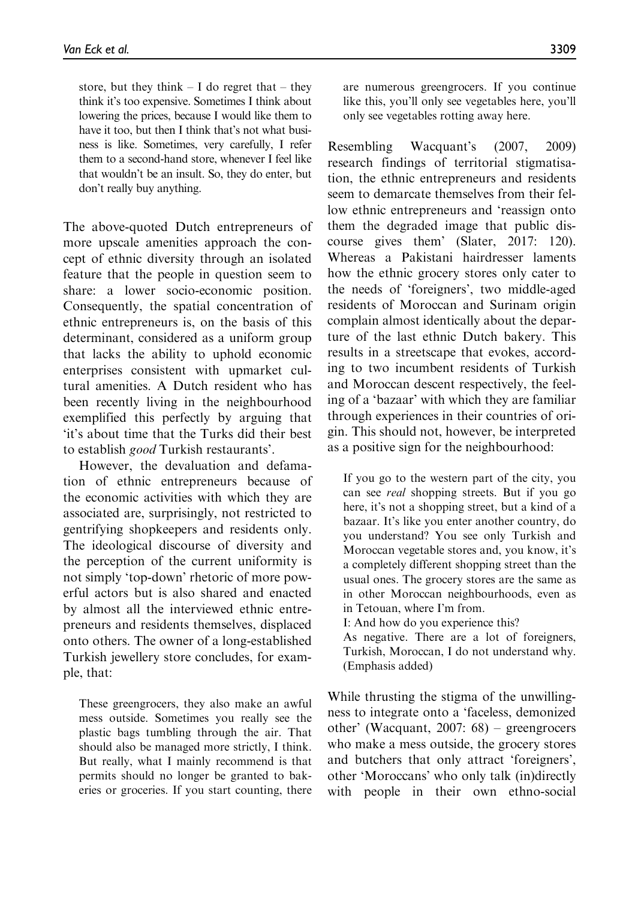store, but they think – I do regret that – they think it's too expensive. Sometimes I think about lowering the prices, because I would like them to have it too, but then I think that's not what business is like. Sometimes, very carefully, I refer them to a second-hand store, whenever I feel like that wouldn't be an insult. So, they do enter, but don't really buy anything.

The above-quoted Dutch entrepreneurs of more upscale amenities approach the concept of ethnic diversity through an isolated feature that the people in question seem to share: a lower socio-economic position. Consequently, the spatial concentration of ethnic entrepreneurs is, on the basis of this determinant, considered as a uniform group that lacks the ability to uphold economic enterprises consistent with upmarket cultural amenities. A Dutch resident who has been recently living in the neighbourhood exemplified this perfectly by arguing that 'it's about time that the Turks did their best to establish *good* Turkish restaurants'.

However, the devaluation and defamation of ethnic entrepreneurs because of the economic activities with which they are associated are, surprisingly, not restricted to gentrifying shopkeepers and residents only. The ideological discourse of diversity and the perception of the current uniformity is not simply 'top-down' rhetoric of more powerful actors but is also shared and enacted by almost all the interviewed ethnic entrepreneurs and residents themselves, displaced onto others. The owner of a long-established Turkish jewellery store concludes, for example, that:

> These greengrocers, they also make an awful mess outside. Sometimes you really see the plastic bags tumbling through the air. That should also be managed more strictly, I think. But really, what I mainly recommend is that permits should no longer be granted to bakeries or groceries. If you start counting, there are numerous greengrocers. If you continue like this, you'll only see vegetables here, you'll only see vegetables rotting away here.

Resembling Wacquant's (2007, 2009) research findings of territorial stigmatisation, the ethnic entrepreneurs and residents seem to demarcate themselves from their fellow ethnic entrepreneurs and 'reassign onto them the degraded image that public discourse gives them' (Slater, 2017: 120). Whereas a Pakistani hairdresser laments how the ethnic grocery stores only cater to the needs of 'foreigners', two middle-aged residents of Moroccan and Surinam origin complain almost identically about the departure of the last ethnic Dutch bakery. This results in a streetscape that evokes, according to two incumbent residents of Turkish and Moroccan descent respectively, the feeling of a 'bazaar' with which they are familiar through experiences in their countries of origin. This should not, however, be interpreted as a positive sign for the neighbourhood:

> If you go to the western part of the city, you can see *real* shopping streets. But if you go here, it's not a shopping street, but a kind of a bazaar. It's like you enter another country, do you understand? You see only Turkish and Moroccan vegetable stores and, you know, it's a completely different shopping street than the usual ones. The grocery stores are the same as in other Moroccan neighbourhoods, even as in Tetouan, where I'm from.
>
> I: And how do you experience this?
>
> As negative. There are a lot of foreigners, Turkish, Moroccan, I do not understand why. (Emphasis added)

While thrusting the stigma of the unwillingness to integrate onto a 'faceless, demonized other' (Wacquant, 2007: 68) – greengrocers who make a mess outside, the grocery stores and butchers that only attract 'foreigners', other 'Moroccans' who only talk (in)directly with people in their own ethno-social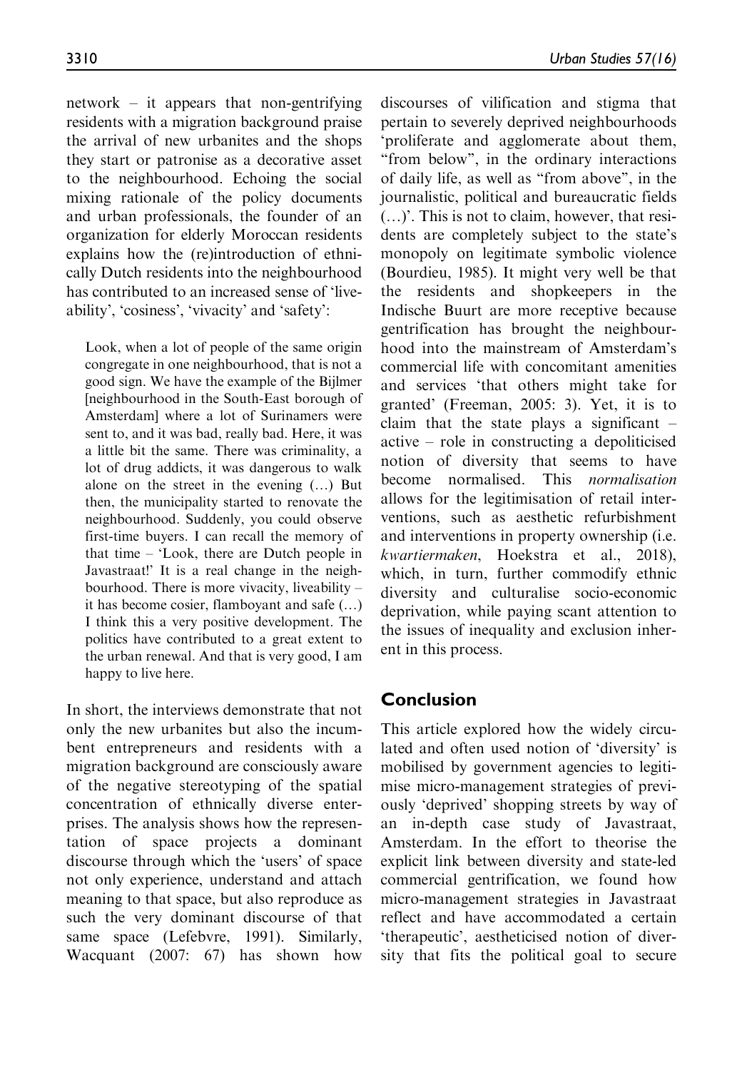network – it appears that non-gentrifying residents with a migration background praise the arrival of new urbanites and the shops they start or patronise as a decorative asset to the neighbourhood. Echoing the social mixing rationale of the policy documents and urban professionals, the founder of an organization for elderly Moroccan residents explains how the (re)introduction of ethnically Dutch residents into the neighbourhood has contributed to an increased sense of 'liveability', 'cosiness', 'vivacity' and 'safety':

> Look, when a lot of people of the same origin congregate in one neighbourhood, that is not a good sign. We have the example of the Bijlmer [neighbourhood in the South-East borough of Amsterdam] where a lot of Surinamers were sent to, and it was bad, really bad. Here, it was a little bit the same. There was criminality, a lot of drug addicts, it was dangerous to walk alone on the street in the evening (…) But then, the municipality started to renovate the neighbourhood. Suddenly, you could observe first-time buyers. I can recall the memory of that time – 'Look, there are Dutch people in Javastraat!' It is a real change in the neighbourhood. There is more vivacity, liveability – it has become cosier, flamboyant and safe (…) I think this a very positive development. The politics have contributed to a great extent to the urban renewal. And that is very good, I am happy to live here.

In short, the interviews demonstrate that not only the new urbanites but also the incumbent entrepreneurs and residents with a migration background are consciously aware of the negative stereotyping of the spatial concentration of ethnically diverse enterprises. The analysis shows how the representation of space projects a dominant discourse through which the 'users' of space not only experience, understand and attach meaning to that space, but also reproduce as such the very dominant discourse of that same space (Lefebvre, 1991). Similarly, Wacquant (2007: 67) has shown how discourses of vilification and stigma that pertain to severely deprived neighbourhoods 'proliferate and agglomerate about them, "from below", in the ordinary interactions of daily life, as well as "from above", in the journalistic, political and bureaucratic fields (…)'. This is not to claim, however, that residents are completely subject to the state's monopoly on legitimate symbolic violence (Bourdieu, 1985). It might very well be that the residents and shopkeepers in the Indische Buurt are more receptive because gentrification has brought the neighbourhood into the mainstream of Amsterdam's commercial life with concomitant amenities and services 'that others might take for granted' (Freeman, 2005: 3). Yet, it is to claim that the state plays a significant – active – role in constructing a depoliticised notion of diversity that seems to have become normalised. This *normalisation* allows for the legitimisation of retail interventions, such as aesthetic refurbishment and interventions in property ownership (i.e. *kwartiermaken*, Hoekstra et al., 2018), which, in turn, further commodify ethnic diversity and culturalise socio-economic deprivation, while paying scant attention to the issues of inequality and exclusion inherent in this process.

## Conclusion

This article explored how the widely circulated and often used notion of 'diversity' is mobilised by government agencies to legitimise micro-management strategies of previously 'deprived' shopping streets by way of an in-depth case study of Javastraat, Amsterdam. In the effort to theorise the explicit link between diversity and state-led commercial gentrification, we found how micro-management strategies in Javastraat reflect and have accommodated a certain 'therapeutic', aestheticised notion of diversity that fits the political goal to secure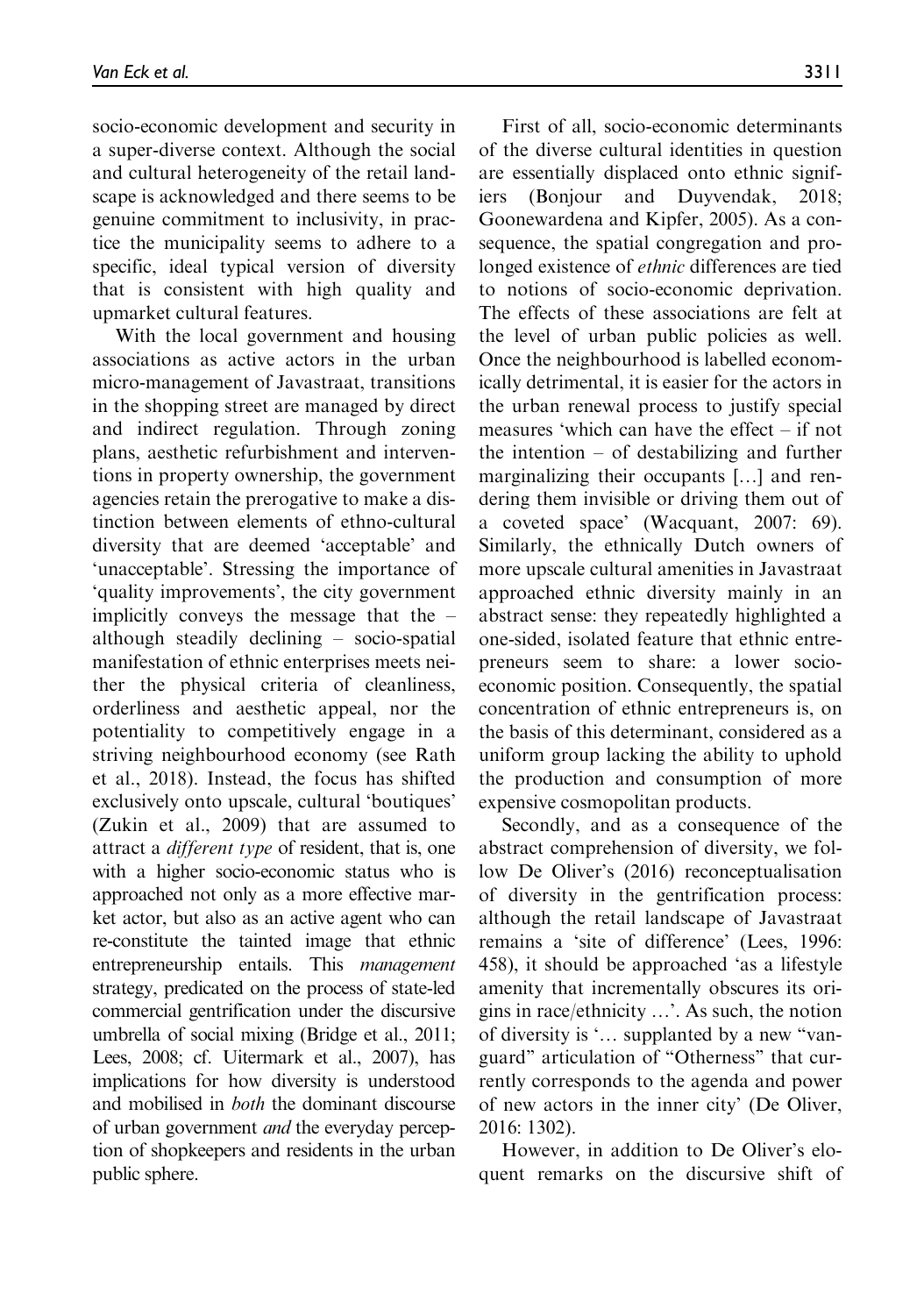socio-economic development and security in a super-diverse context. Although the social and cultural heterogeneity of the retail landscape is acknowledged and there seems to be genuine commitment to inclusivity, in practice the municipality seems to adhere to a specific, ideal typical version of diversity that is consistent with high quality and upmarket cultural features.

With the local government and housing associations as active actors in the urban micro-management of Javastraat, transitions in the shopping street are managed by direct and indirect regulation. Through zoning plans, aesthetic refurbishment and interventions in property ownership, the government agencies retain the prerogative to make a distinction between elements of ethno-cultural diversity that are deemed 'acceptable' and 'unacceptable'. Stressing the importance of 'quality improvements', the city government implicitly conveys the message that the – although steadily declining – socio-spatial manifestation of ethnic enterprises meets neither the physical criteria of cleanliness, orderliness and aesthetic appeal, nor the potentiality to competitively engage in a striving neighbourhood economy (see Rath et al., 2018). Instead, the focus has shifted exclusively onto upscale, cultural 'boutiques' (Zukin et al., 2009) that are assumed to attract a *different type* of resident, that is, one with a higher socio-economic status who is approached not only as a more effective market actor, but also as an active agent who can re-constitute the tainted image that ethnic entrepreneurship entails. This *management* strategy, predicated on the process of state-led commercial gentrification under the discursive umbrella of social mixing (Bridge et al., 2011; Lees, 2008; cf. Uitermark et al., 2007), has implications for how diversity is understood and mobilised in *both* the dominant discourse of urban government *and* the everyday perception of shopkeepers and residents in the urban public sphere.

First of all, socio-economic determinants of the diverse cultural identities in question are essentially displaced onto ethnic signifiers (Bonjour and Duyvendak, 2018; Goonewardena and Kipfer, 2005). As a consequence, the spatial congregation and prolonged existence of *ethnic* differences are tied to notions of socio-economic deprivation. The effects of these associations are felt at the level of urban public policies as well. Once the neighbourhood is labelled economically detrimental, it is easier for the actors in the urban renewal process to justify special measures 'which can have the effect – if not the intention – of destabilizing and further marginalizing their occupants […] and rendering them invisible or driving them out of a coveted space' (Wacquant, 2007: 69). Similarly, the ethnically Dutch owners of more upscale cultural amenities in Javastraat approached ethnic diversity mainly in an abstract sense: they repeatedly highlighted a one-sided, isolated feature that ethnic entrepreneurs seem to share: a lower socio-economic position. Consequently, the spatial concentration of ethnic entrepreneurs is, on the basis of this determinant, considered as a uniform group lacking the ability to uphold the production and consumption of more expensive cosmopolitan products.

Secondly, and as a consequence of the abstract comprehension of diversity, we follow De Oliver's (2016) reconceptualisation of diversity in the gentrification process: although the retail landscape of Javastraat remains a 'site of difference' (Lees, 1996: 458), it should be approached 'as a lifestyle amenity that incrementally obscures its origins in race/ethnicity …'. As such, the notion of diversity is '… supplanted by a new "vanguard" articulation of "Otherness" that currently corresponds to the agenda and power of new actors in the inner city' (De Oliver, 2016: 1302).

However, in addition to De Oliver's eloquent remarks on the discursive shift of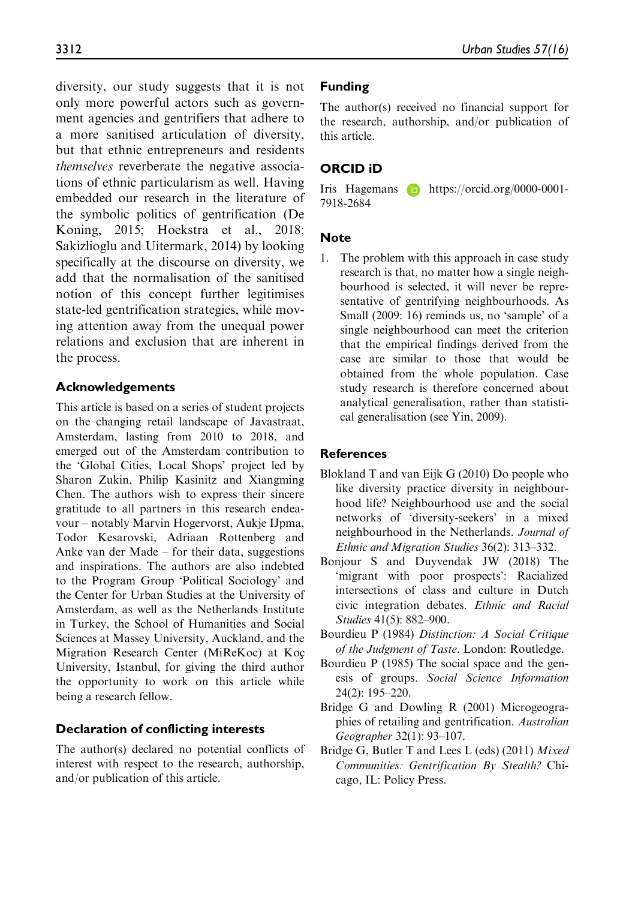diversity, our study suggests that it is not only more powerful actors such as government agencies and gentrifiers that adhere to a more sanitised articulation of diversity, but that ethnic entrepreneurs and residents *themselves* reverberate the negative associations of ethnic particularism as well. Having embedded our research in the literature of the symbolic politics of gentrification (De Koning, 2015; Hoekstra et al., 2018; Sakizlioglu and Uitermark, 2014) by looking specifically at the discourse on diversity, we add that the normalisation of the sanitised notion of this concept further legitimises state-led gentrification strategies, while moving attention away from the unequal power relations and exclusion that are inherent in the process.

### Acknowledgements

This article is based on a series of student projects on the changing retail landscape of Javastraat, Amsterdam, lasting from 2010 to 2018, and emerged out of the Amsterdam contribution to the 'Global Cities, Local Shops' project led by Sharon Zukin, Philip Kasinitz and Xiangming Chen. The authors wish to express their sincere gratitude to all partners in this research endeavour – notably Marvin Hogervorst, Aukje IJpma, Todor Kesarovski, Adriaan Rottenberg and Anke van der Made – for their data, suggestions and inspirations. The authors are also indebted to the Program Group 'Political Sociology' and the Center for Urban Studies at the University of Amsterdam, as well as the Netherlands Institute in Turkey, the School of Humanities and Social Sciences at Massey University, Auckland, and the Migration Research Center (MiReKoc) at Koç University, Istanbul, for giving the third author the opportunity to work on this article while being a research fellow.

### Declaration of conflicting interests

The author(s) declared no potential conflicts of interest with respect to the research, authorship, and/or publication of this article.

### Funding

The author(s) received no financial support for the research, authorship, and/or publication of this article.

### ORCID iD

Iris Hagemans https://orcid.org/0000-0001-7918-2684

### Note

1. The problem with this approach in case study research is that, no matter how a single neighbourhood is selected, it will never be representative of gentrifying neighbourhoods. As Small (2009: 16) reminds us, no 'sample' of a single neighbourhood can meet the criterion that the empirical findings derived from the case are similar to those that would be obtained from the whole population. Case study research is therefore concerned about analytical generalisation, rather than statistical generalisation (see Yin, 2009).

### References

Blokland T and van Eijk G (2010) Do people who like diversity practice diversity in neighbourhood life? Neighbourhood use and the social networks of 'diversity-seekers' in a mixed neighbourhood in the Netherlands. *Journal of Ethnic and Migration Studies* 36(2): 313–332.

Bonjour S and Duyvendak JW (2018) The 'migrant with poor prospects': Racialized intersections of class and culture in Dutch civic integration debates. *Ethnic and Racial Studies* 41(5): 882–900.

Bourdieu P (1984) *Distinction: A Social Critique of the Judgment of Taste*. London: Routledge.

Bourdieu P (1985) The social space and the genesis of groups. *Social Science Information* 24(2): 195–220.

Bridge G and Dowling R (2001) Microgeographies of retailing and gentrification. *Australian Geographer* 32(1): 93–107.

Bridge G, Butler T and Lees L (eds) (2011) *Mixed Communities: Gentrification By Stealth?* Chicago, IL: Policy Press.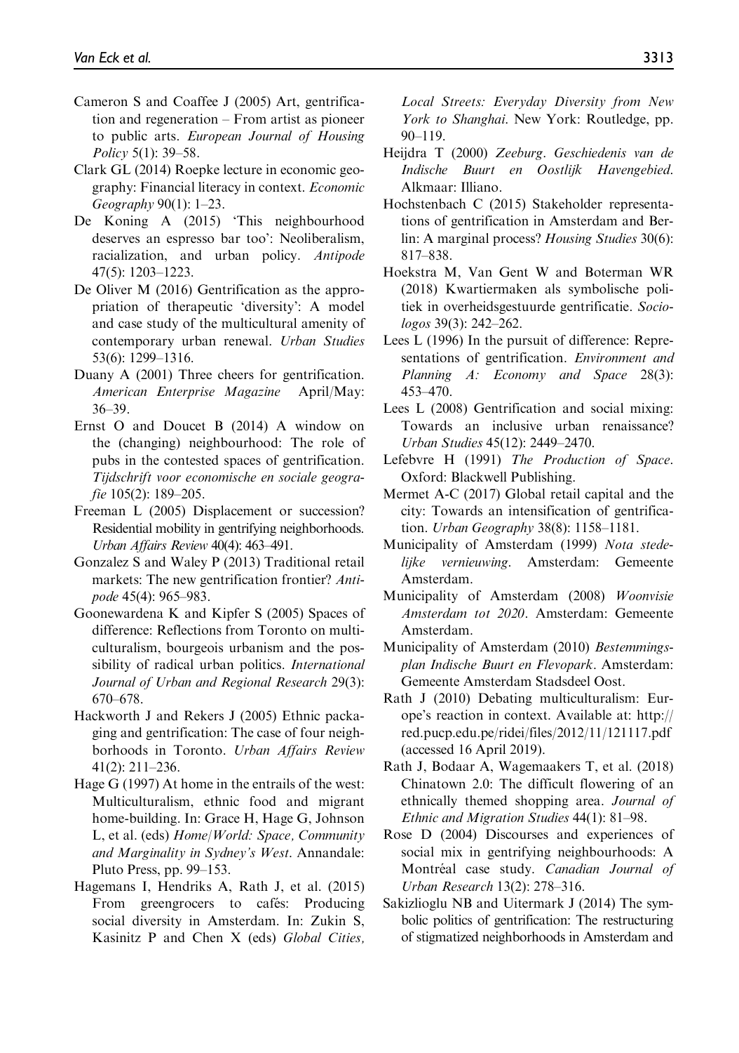Cameron S and Coaffee J (2005) Art, gentrification and regeneration – From artist as pioneer to public arts. *European Journal of Housing Policy* 5(1): 39–58.

Clark GL (2014) Roepke lecture in economic geography: Financial literacy in context. *Economic Geography* 90(1): 1–23.

De Koning A (2015) 'This neighbourhood deserves an espresso bar too': Neoliberalism, racialization, and urban policy. *Antipode* 47(5): 1203–1223.

De Oliver M (2016) Gentrification as the appropriation of therapeutic 'diversity': A model and case study of the multicultural amenity of contemporary urban renewal. *Urban Studies* 53(6): 1299–1316.

Duany A (2001) Three cheers for gentrification. *American Enterprise Magazine* April/May: 36–39.

Ernst O and Doucet B (2014) A window on the (changing) neighbourhood: The role of pubs in the contested spaces of gentrification. *Tijdschrift voor economische en sociale geografie* 105(2): 189–205.

Freeman L (2005) Displacement or succession? Residential mobility in gentrifying neighborhoods. *Urban Affairs Review* 40(4): 463–491.

Gonzalez S and Waley P (2013) Traditional retail markets: The new gentrification frontier? *Antipode* 45(4): 965–983.

Goonewardena K and Kipfer S (2005) Spaces of difference: Reflections from Toronto on multiculturalism, bourgeois urbanism and the possibility of radical urban politics. *International Journal of Urban and Regional Research* 29(3): 670–678.

Hackworth J and Rekers J (2005) Ethnic packaging and gentrification: The case of four neighborhoods in Toronto. *Urban Affairs Review* 41(2): 211–236.

Hage G (1997) At home in the entrails of the west: Multiculturalism, ethnic food and migrant home-building. In: Grace H, Hage G, Johnson L, et al. (eds) *Home/World: Space, Community and Marginality in Sydney's West*. Annandale: Pluto Press, pp. 99–153.

Hagemans I, Hendriks A, Rath J, et al. (2015) From greengrocers to cafés: Producing social diversity in Amsterdam. In: Zukin S, Kasinitz P and Chen X (eds) *Global Cities, Local Streets: Everyday Diversity from New York to Shanghai*. New York: Routledge, pp. 90–119.

Heijdra T (2000) *Zeeburg. Geschiedenis van de Indische Buurt en Oostlijk Havengebied*. Alkmaar: Illiano.

Hochstenbach C (2015) Stakeholder representations of gentrification in Amsterdam and Berlin: A marginal process? *Housing Studies* 30(6): 817–838.

Hoekstra M, Van Gent W and Boterman WR (2018) Kwartiermaken als symbolische politiek in overheidsgestuurde gentrificatie. *Sociologos* 39(3): 242–262.

Lees L (1996) In the pursuit of difference: Representations of gentrification. *Environment and Planning A: Economy and Space* 28(3): 453–470.

Lees L (2008) Gentrification and social mixing: Towards an inclusive urban renaissance? *Urban Studies* 45(12): 2449–2470.

Lefebvre H (1991) *The Production of Space*. Oxford: Blackwell Publishing.

Mermet A-C (2017) Global retail capital and the city: Towards an intensification of gentrification. *Urban Geography* 38(8): 1158–1181.

Municipality of Amsterdam (1999) *Nota stedelijke vernieuwing*. Amsterdam: Gemeente Amsterdam.

Municipality of Amsterdam (2008) *Woonvisie Amsterdam tot 2020*. Amsterdam: Gemeente Amsterdam.

Municipality of Amsterdam (2010) *Bestemmingsplan Indische Buurt en Flevopark*. Amsterdam: Gemeente Amsterdam Stadsdeel Oost.

Rath J (2010) Debating multiculturalism: Europe's reaction in context. Available at: http://red.pucp.edu.pe/ridei/files/2012/11/121117.pdf (accessed 16 April 2019).

Rath J, Bodaar A, Wagemaakers T, et al. (2018) Chinatown 2.0: The difficult flowering of an ethnically themed shopping area. *Journal of Ethnic and Migration Studies* 44(1): 81–98.

Rose D (2004) Discourses and experiences of social mix in gentrifying neighbourhoods: A Montréal case study. *Canadian Journal of Urban Research* 13(2): 278–316.

Sakizlioglu NB and Uitermark J (2014) The symbolic politics of gentrification: The restructuring of stigmatized neighborhoods in Amsterdam and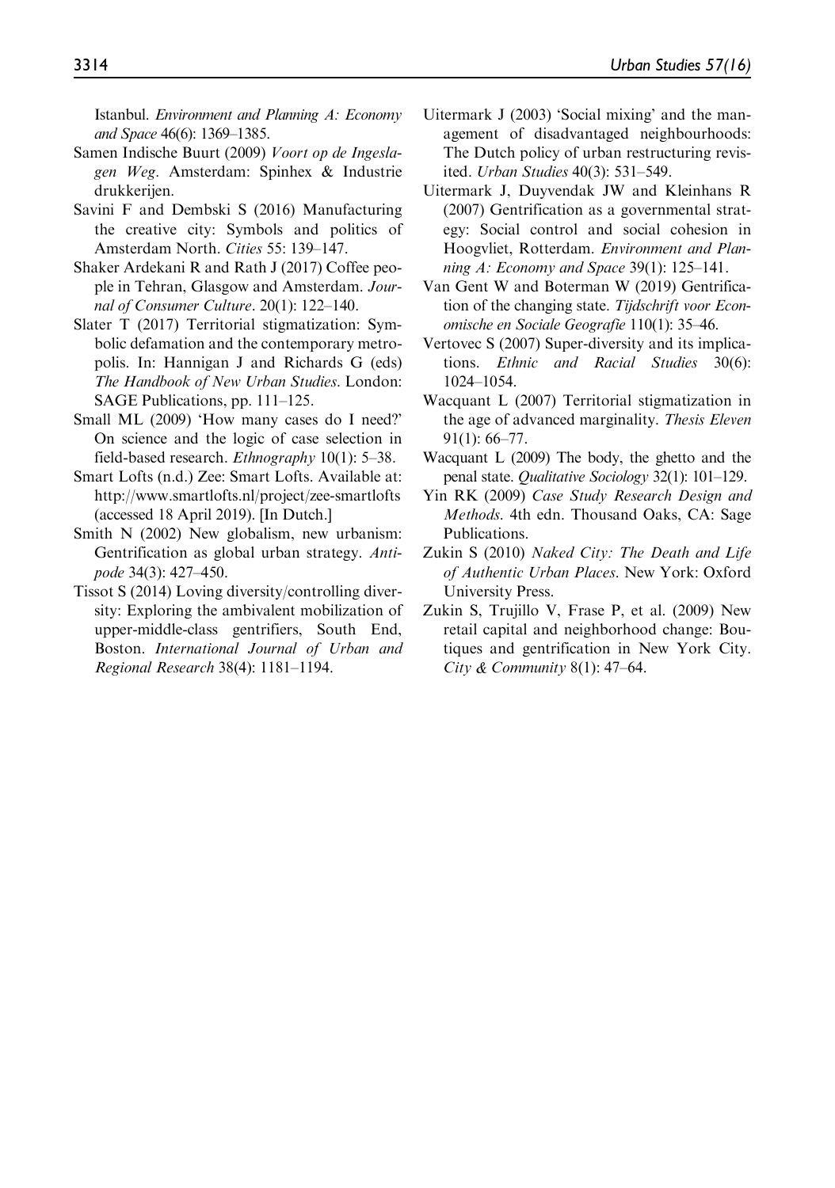Istanbul. *Environment and Planning A: Economy and Space* 46(6): 1369–1385.

Samen Indische Buurt (2009) *Voort op de Ingeslagen Weg*. Amsterdam: Spinhex & Industrie drukkerijen.

Savini F and Dembski S (2016) Manufacturing the creative city: Symbols and politics of Amsterdam North. *Cities* 55: 139–147.

Shaker Ardekani R and Rath J (2017) Coffee people in Tehran, Glasgow and Amsterdam. *Journal of Consumer Culture*. 20(1): 122–140.

Slater T (2017) Territorial stigmatization: Symbolic defamation and the contemporary metropolis. In: Hannigan J and Richards G (eds) *The Handbook of New Urban Studies*. London: SAGE Publications, pp. 111–125.

Small ML (2009) 'How many cases do I need?' On science and the logic of case selection in field-based research. *Ethnography* 10(1): 5–38.

Smart Lofts (n.d.) Zee: Smart Lofts. Available at: http://www.smartlofts.nl/project/zee-smartlofts (accessed 18 April 2019). [In Dutch.]

Smith N (2002) New globalism, new urbanism: Gentrification as global urban strategy. *Antipode* 34(3): 427–450.

Tissot S (2014) Loving diversity/controlling diversity: Exploring the ambivalent mobilization of upper-middle-class gentrifiers, South End, Boston. *International Journal of Urban and Regional Research* 38(4): 1181–1194.

Uitermark J (2003) 'Social mixing' and the management of disadvantaged neighbourhoods: The Dutch policy of urban restructuring revisited. *Urban Studies* 40(3): 531–549.

Uitermark J, Duyvendak JW and Kleinhans R (2007) Gentrification as a governmental strategy: Social control and social cohesion in Hoogvliet, Rotterdam. *Environment and Planning A: Economy and Space* 39(1): 125–141.

Van Gent W and Boterman W (2019) Gentrification of the changing state. *Tijdschrift voor Economische en Sociale Geografie* 110(1): 35–46.

Vertovec S (2007) Super-diversity and its implications. *Ethnic and Racial Studies* 30(6): 1024–1054.

Wacquant L (2007) Territorial stigmatization in the age of advanced marginality. *Thesis Eleven* 91(1): 66–77.

Wacquant L (2009) The body, the ghetto and the penal state. *Qualitative Sociology* 32(1): 101–129.

Yin RK (2009) *Case Study Research Design and Methods*. 4th edn. Thousand Oaks, CA: Sage Publications.

Zukin S (2010) *Naked City: The Death and Life of Authentic Urban Places*. New York: Oxford University Press.

Zukin S, Trujillo V, Frase P, et al. (2009) New retail capital and neighborhood change: Boutiques and gentrification in New York City. *City & Community* 8(1): 47–64.